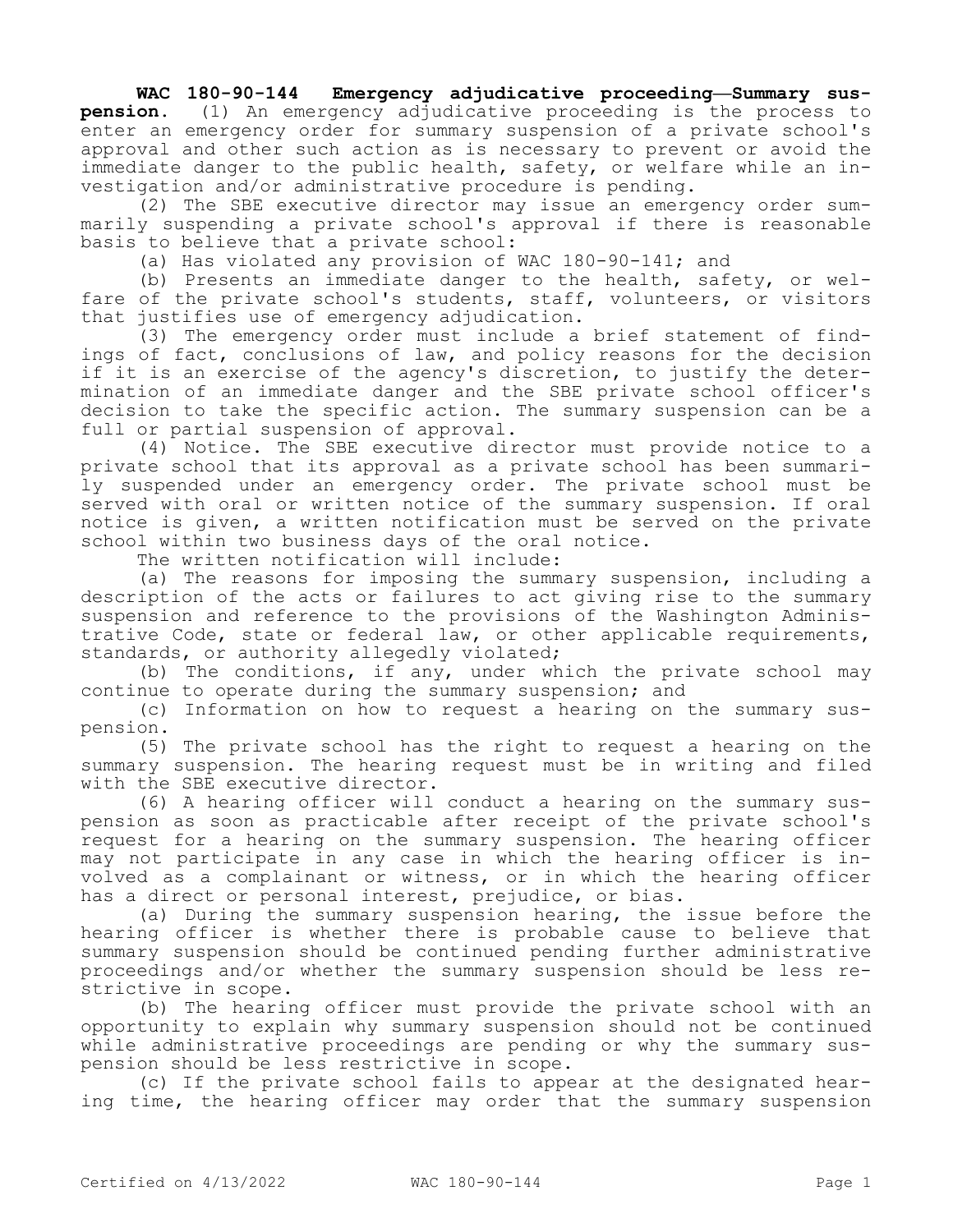**WAC 180-90-144 Emergency adjudicative proceeding—Summary suspension.** (1) An emergency adjudicative proceeding is the process to enter an emergency order for summary suspension of a private school's approval and other such action as is necessary to prevent or avoid the immediate danger to the public health, safety, or welfare while an investigation and/or administrative procedure is pending.

(2) The SBE executive director may issue an emergency order summarily suspending a private school's approval if there is reasonable basis to believe that a private school:

(a) Has violated any provision of WAC 180-90-141; and

(b) Presents an immediate danger to the health, safety, or welfare of the private school's students, staff, volunteers, or visitors that justifies use of emergency adjudication.

(3) The emergency order must include a brief statement of findings of fact, conclusions of law, and policy reasons for the decision if it is an exercise of the agency's discretion, to justify the determination of an immediate danger and the SBE private school officer's decision to take the specific action. The summary suspension can be a full or partial suspension of approval.

(4) Notice. The SBE executive director must provide notice to a private school that its approval as a private school has been summarily suspended under an emergency order. The private school must be served with oral or written notice of the summary suspension. If oral notice is given, a written notification must be served on the private school within two business days of the oral notice.

The written notification will include:

(a) The reasons for imposing the summary suspension, including a description of the acts or failures to act giving rise to the summary suspension and reference to the provisions of the Washington Administrative Code, state or federal law, or other applicable requirements, standards, or authority allegedly violated;

(b) The conditions, if any, under which the private school may continue to operate during the summary suspension; and

(c) Information on how to request a hearing on the summary suspension.

(5) The private school has the right to request a hearing on the summary suspension. The hearing request must be in writing and filed with the SBE executive director.

(6) A hearing officer will conduct a hearing on the summary suspension as soon as practicable after receipt of the private school's request for a hearing on the summary suspension. The hearing officer may not participate in any case in which the hearing officer is involved as a complainant or witness, or in which the hearing officer has a direct or personal interest, prejudice, or bias.

(a) During the summary suspension hearing, the issue before the hearing officer is whether there is probable cause to believe that summary suspension should be continued pending further administrative proceedings and/or whether the summary suspension should be less restrictive in scope.

(b) The hearing officer must provide the private school with an opportunity to explain why summary suspension should not be continued while administrative proceedings are pending or why the summary suspension should be less restrictive in scope.

(c) If the private school fails to appear at the designated hearing time, the hearing officer may order that the summary suspension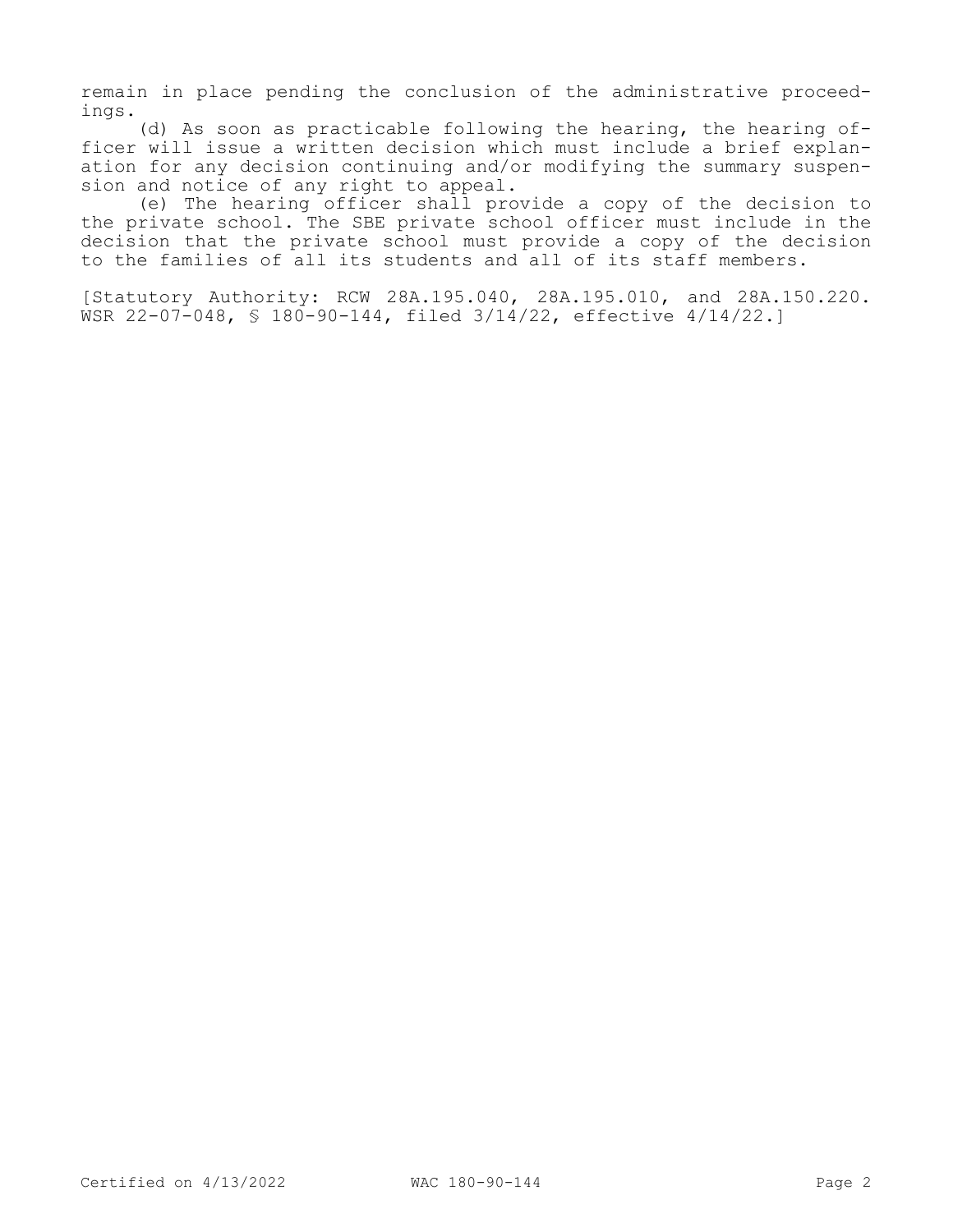remain in place pending the conclusion of the administrative proceedings.

(d) As soon as practicable following the hearing, the hearing officer will issue a written decision which must include a brief explanation for any decision continuing and/or modifying the summary suspension and notice of any right to appeal.

(e) The hearing officer shall provide a copy of the decision to the private school. The SBE private school officer must include in the decision that the private school must provide a copy of the decision to the families of all its students and all of its staff members.

[Statutory Authority: RCW 28A.195.040, 28A.195.010, and 28A.150.220. WSR 22-07-048, § 180-90-144, filed 3/14/22, effective 4/14/22.]